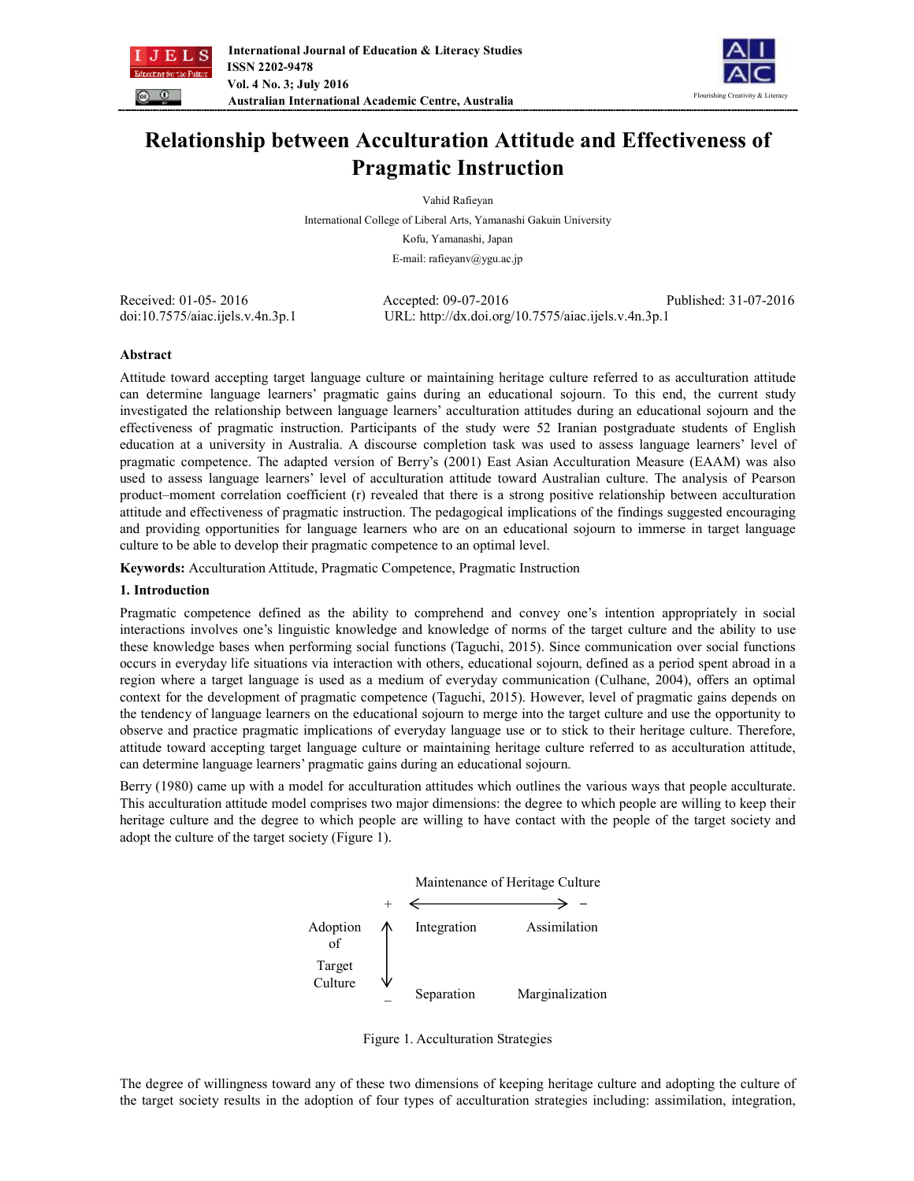# Relationship between Acculturation Attitude and Effectiveness of Pragmatic Instruction

Vahid Rafieyan

International College of Liberal Arts, Yamanashi Gakuin University

Kofu, Yamanashi, Japan

E-mail: rafieyanv@ygu.ac.jp

Received: 01-05- 2016 Accepted: 09-07-2016 Published: 31-07-2016

doi:10.7575/aiac.ijels.v.4n.3p.1 URL: http://dx.doi.org/10.7575/aiac.ijels.v.4n.3p.1

## Abstract

Attitude toward accepting target language culture or maintaining heritage culture referred to as acculturation attitude can determine language learners' pragmatic gains during an educational sojourn. To this end, the current study investigated the relationship between language learners' acculturation attitudes during an educational sojourn and the effectiveness of pragmatic instruction. Participants of the study were 52 Iranian postgraduate students of English education at a university in Australia. A discourse completion task was used to assess language learners' level of pragmatic competence. The adapted version of Berry's (2001) East Asian Acculturation Measure (EAAM) was also used to assess language learners' level of acculturation attitude toward Australian culture. The analysis of Pearson product–moment correlation coefficient (r) revealed that there is a strong positive relationship between acculturation attitude and effectiveness of pragmatic instruction. The pedagogical implications of the findings suggested encouraging and providing opportunities for language learners who are on an educational sojourn to immerse in target language culture to be able to develop their pragmatic competence to an optimal level.

**Keywords:** Acculturation Attitude, Pragmatic Competence, Pragmatic Instruction

## 1. Introduction

Pragmatic competence defined as the ability to comprehend and convey one's intention appropriately in social interactions involves one's linguistic knowledge and knowledge of norms of the target culture and the ability to use these knowledge bases when performing social functions (Taguchi, 2015). Since communication over social functions occurs in everyday life situations via interaction with others, educational sojourn, defined as a period spent abroad in a region where a target language is used as a medium of everyday communication (Culhane, 2004), offers an optimal context for the development of pragmatic competence (Taguchi, 2015). However, level of pragmatic gains depends on the tendency of language learners on the educational sojourn to merge into the target culture and use the opportunity to observe and practice pragmatic implications of everyday language use or to stick to their heritage culture. Therefore, attitude toward accepting target language culture or maintaining heritage culture referred to as acculturation attitude, can determine language learners' pragmatic gains during an educational sojourn.

Berry (1980) came up with a model for acculturation attitudes which outlines the various ways that people acculturate. This acculturation attitude model comprises two major dimensions: the degree to which people are willing to keep their heritage culture and the degree to which people are willing to have contact with the people of the target society and adopt the culture of the target society (Figure 1).

| | Maintenance of Heritage Culture (+) | Maintenance of Heritage Culture (−) |
|---|---|---|
| Adoption of Target Culture (+) | Integration | Assimilation |
| Adoption of Target Culture (−) | Separation | Marginalization |

Figure 1. Acculturation Strategies

The degree of willingness toward any of these two dimensions of keeping heritage culture and adopting the culture of the target society results in the adoption of four types of acculturation strategies including: assimilation, integration,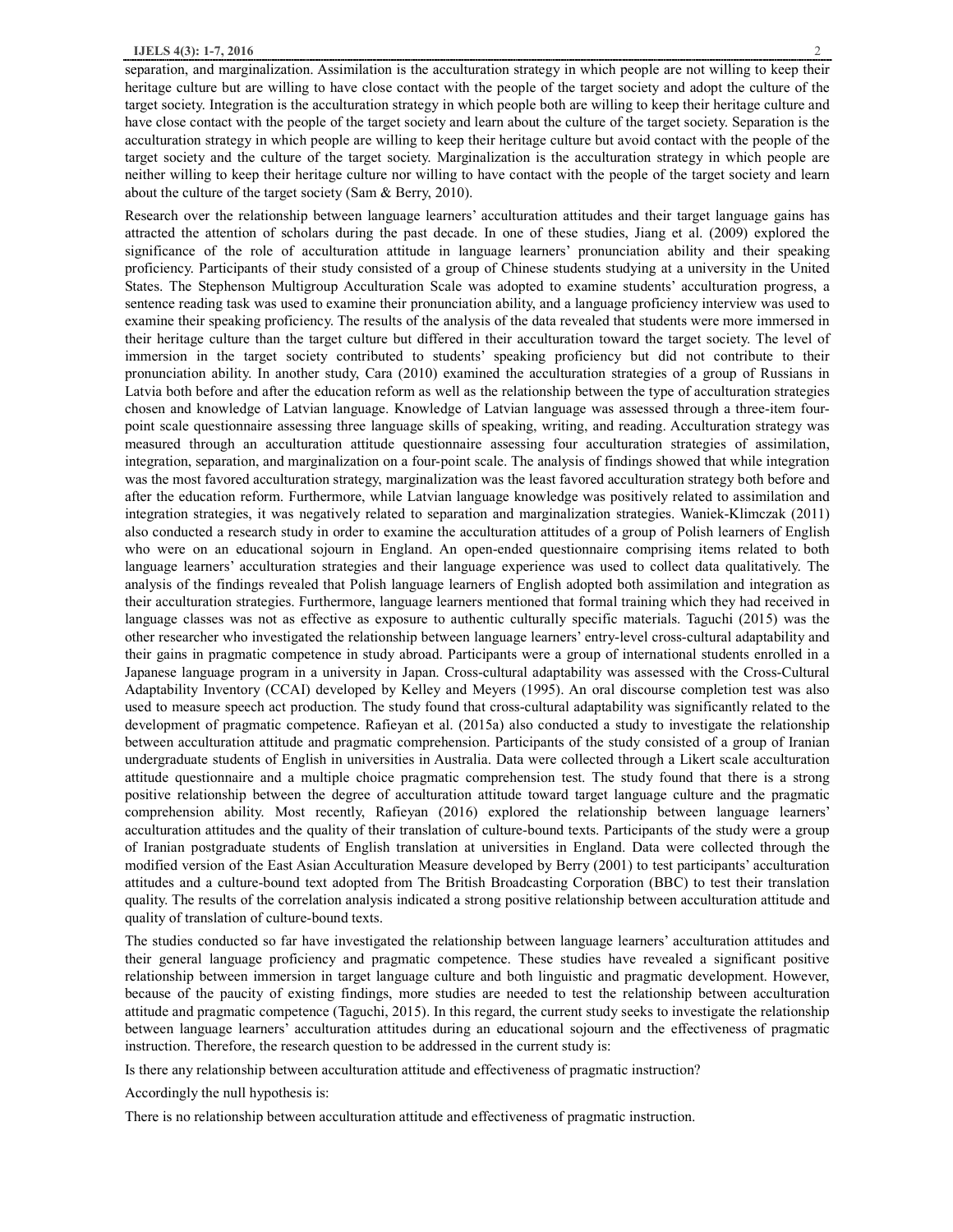separation, and marginalization. Assimilation is the acculturation strategy in which people are not willing to keep their heritage culture but are willing to have close contact with the people of the target society and adopt the culture of the target society. Integration is the acculturation strategy in which people both are willing to keep their heritage culture and have close contact with the people of the target society and learn about the culture of the target society. Separation is the acculturation strategy in which people are willing to keep their heritage culture but avoid contact with the people of the target society and the culture of the target society. Marginalization is the acculturation strategy in which people are neither willing to keep their heritage culture nor willing to have contact with the people of the target society and learn about the culture of the target society (Sam & Berry, 2010).

Research over the relationship between language learners' acculturation attitudes and their target language gains has attracted the attention of scholars during the past decade. In one of these studies, Jiang et al. (2009) explored the significance of the role of acculturation attitude in language learners' pronunciation ability and their speaking proficiency. Participants of their study consisted of a group of Chinese students studying at a university in the United States. The Stephenson Multigroup Acculturation Scale was adopted to examine students' acculturation progress, a sentence reading task was used to examine their pronunciation ability, and a language proficiency interview was used to examine their speaking proficiency. The results of the analysis of the data revealed that students were more immersed in their heritage culture than the target culture but differed in their acculturation toward the target society. The level of immersion in the target society contributed to students' speaking proficiency but did not contribute to their pronunciation ability. In another study, Cara (2010) examined the acculturation strategies of a group of Russians in Latvia both before and after the education reform as well as the relationship between the type of acculturation strategies chosen and knowledge of Latvian language. Knowledge of Latvian language was assessed through a three-item four-point scale questionnaire assessing three language skills of speaking, writing, and reading. Acculturation strategy was measured through an acculturation attitude questionnaire assessing four acculturation strategies of assimilation, integration, separation, and marginalization on a four-point scale. The analysis of findings showed that while integration was the most favored acculturation strategy, marginalization was the least favored acculturation strategy both before and after the education reform. Furthermore, while Latvian language knowledge was positively related to assimilation and integration strategies, it was negatively related to separation and marginalization strategies. Waniek-Klimczak (2011) also conducted a research study in order to examine the acculturation attitudes of a group of Polish learners of English who were on an educational sojourn in England. An open-ended questionnaire comprising items related to both language learners' acculturation strategies and their language experience was used to collect data qualitatively. The analysis of the findings revealed that Polish language learners of English adopted both assimilation and integration as their acculturation strategies. Furthermore, language learners mentioned that formal training which they had received in language classes was not as effective as exposure to authentic culturally specific materials. Taguchi (2015) was the other researcher who investigated the relationship between language learners' entry-level cross-cultural adaptability and their gains in pragmatic competence in study abroad. Participants were a group of international students enrolled in a Japanese language program in a university in Japan. Cross-cultural adaptability was assessed with the Cross-Cultural Adaptability Inventory (CCAI) developed by Kelley and Meyers (1995). An oral discourse completion test was also used to measure speech act production. The study found that cross-cultural adaptability was significantly related to the development of pragmatic competence. Rafieyan et al. (2015a) also conducted a study to investigate the relationship between acculturation attitude and pragmatic comprehension. Participants of the study consisted of a group of Iranian undergraduate students of English in universities in Australia. Data were collected through a Likert scale acculturation attitude questionnaire and a multiple choice pragmatic comprehension test. The study found that there is a strong positive relationship between the degree of acculturation attitude toward target language culture and the pragmatic comprehension ability. Most recently, Rafieyan (2016) explored the relationship between language learners' acculturation attitudes and the quality of their translation of culture-bound texts. Participants of the study were a group of Iranian postgraduate students of English translation at universities in England. Data were collected through the modified version of the East Asian Acculturation Measure developed by Berry (2001) to test participants' acculturation attitudes and a culture-bound text adopted from The British Broadcasting Corporation (BBC) to test their translation quality. The results of the correlation analysis indicated a strong positive relationship between acculturation attitude and quality of translation of culture-bound texts.

The studies conducted so far have investigated the relationship between language learners' acculturation attitudes and their general language proficiency and pragmatic competence. These studies have revealed a significant positive relationship between immersion in target language culture and both linguistic and pragmatic development. However, because of the paucity of existing findings, more studies are needed to test the relationship between acculturation attitude and pragmatic competence (Taguchi, 2015). In this regard, the current study seeks to investigate the relationship between language learners' acculturation attitudes during an educational sojourn and the effectiveness of pragmatic instruction. Therefore, the research question to be addressed in the current study is:

Is there any relationship between acculturation attitude and effectiveness of pragmatic instruction?

Accordingly the null hypothesis is:

There is no relationship between acculturation attitude and effectiveness of pragmatic instruction.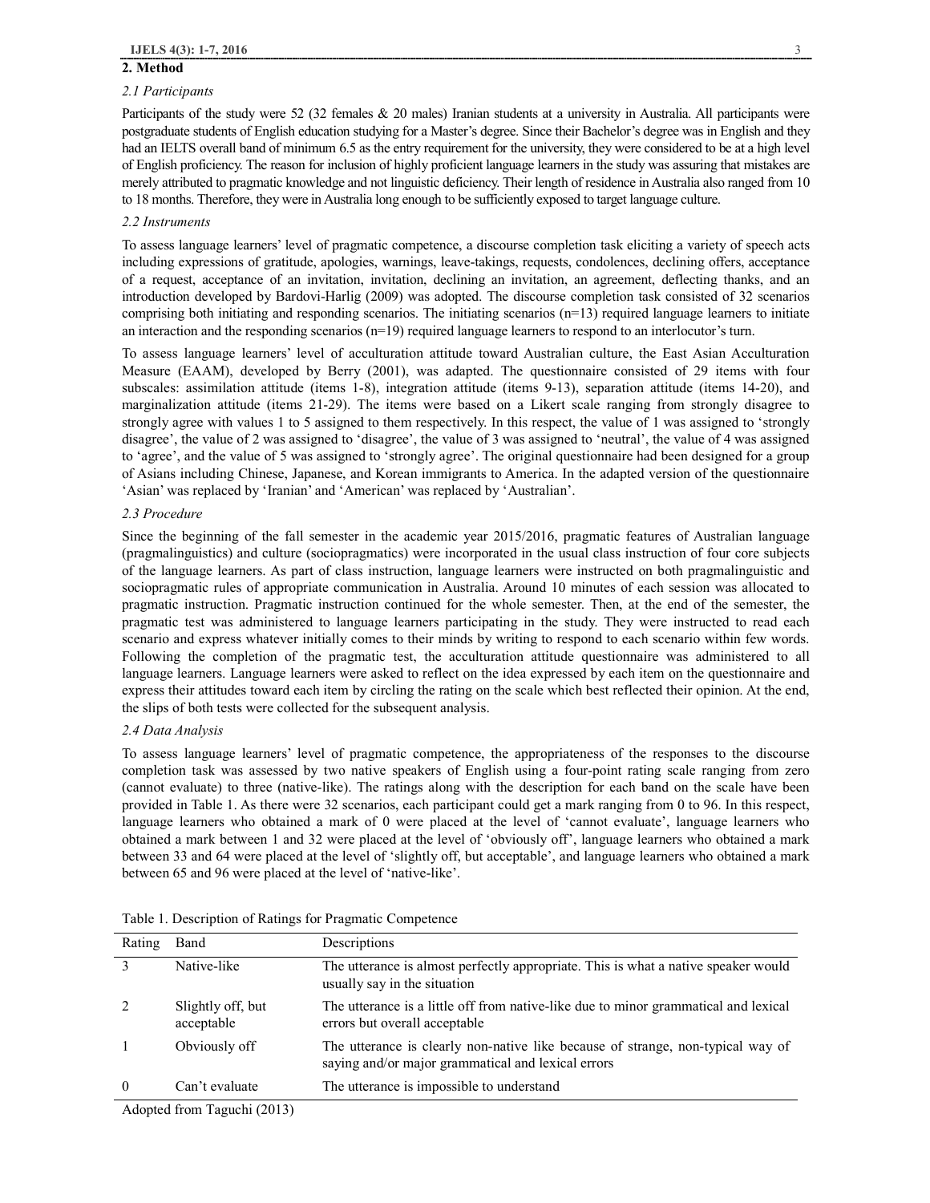## 2. Method

### *2.1 Participants*

Participants of the study were 52 (32 females & 20 males) Iranian students at a university in Australia. All participants were postgraduate students of English education studying for a Master's degree. Since their Bachelor's degree was in English and they had an IELTS overall band of minimum 6.5 as the entry requirement for the university, they were considered to be at a high level of English proficiency. The reason for inclusion of highly proficient language learners in the study was assuring that mistakes are merely attributed to pragmatic knowledge and not linguistic deficiency. Their length of residence in Australia also ranged from 10 to 18 months. Therefore, they were in Australia long enough to be sufficiently exposed to target language culture.

### *2.2 Instruments*

To assess language learners' level of pragmatic competence, a discourse completion task eliciting a variety of speech acts including expressions of gratitude, apologies, warnings, leave-takings, requests, condolences, declining offers, acceptance of a request, acceptance of an invitation, invitation, declining an invitation, an agreement, deflecting thanks, and an introduction developed by Bardovi-Harlig (2009) was adopted. The discourse completion task consisted of 32 scenarios comprising both initiating and responding scenarios. The initiating scenarios (n=13) required language learners to initiate an interaction and the responding scenarios (n=19) required language learners to respond to an interlocutor's turn.

To assess language learners' level of acculturation attitude toward Australian culture, the East Asian Acculturation Measure (EAAM), developed by Berry (2001), was adapted. The questionnaire consisted of 29 items with four subscales: assimilation attitude (items 1-8), integration attitude (items 9-13), separation attitude (items 14-20), and marginalization attitude (items 21-29). The items were based on a Likert scale ranging from strongly disagree to strongly agree with values 1 to 5 assigned to them respectively. In this respect, the value of 1 was assigned to 'strongly disagree', the value of 2 was assigned to 'disagree', the value of 3 was assigned to 'neutral', the value of 4 was assigned to 'agree', and the value of 5 was assigned to 'strongly agree'. The original questionnaire had been designed for a group of Asians including Chinese, Japanese, and Korean immigrants to America. In the adapted version of the questionnaire 'Asian' was replaced by 'Iranian' and 'American' was replaced by 'Australian'.

### *2.3 Procedure*

Since the beginning of the fall semester in the academic year 2015/2016, pragmatic features of Australian language (pragmalinguistics) and culture (sociopragmatics) were incorporated in the usual class instruction of four core subjects of the language learners. As part of class instruction, language learners were instructed on both pragmalinguistic and sociopragmatic rules of appropriate communication in Australia. Around 10 minutes of each session was allocated to pragmatic instruction. Pragmatic instruction continued for the whole semester. Then, at the end of the semester, the pragmatic test was administered to language learners participating in the study. They were instructed to read each scenario and express whatever initially comes to their minds by writing to respond to each scenario within few words. Following the completion of the pragmatic test, the acculturation attitude questionnaire was administered to all language learners. Language learners were asked to reflect on the idea expressed by each item on the questionnaire and express their attitudes toward each item by circling the rating on the scale which best reflected their opinion. At the end, the slips of both tests were collected for the subsequent analysis.

### *2.4 Data Analysis*

To assess language learners' level of pragmatic competence, the appropriateness of the responses to the discourse completion task was assessed by two native speakers of English using a four-point rating scale ranging from zero (cannot evaluate) to three (native-like). The ratings along with the description for each band on the scale have been provided in Table 1. As there were 32 scenarios, each participant could get a mark ranging from 0 to 96. In this respect, language learners who obtained a mark of 0 were placed at the level of 'cannot evaluate', language learners who obtained a mark between 1 and 32 were placed at the level of 'obviously off', language learners who obtained a mark between 33 and 64 were placed at the level of 'slightly off, but acceptable', and language learners who obtained a mark between 65 and 96 were placed at the level of 'native-like'.

Table 1. Description of Ratings for Pragmatic Competence

| Rating | Band | Descriptions |
|---|---|---|
| 3 | Native-like | The utterance is almost perfectly appropriate. This is what a native speaker would usually say in the situation |
| 2 | Slightly off, but acceptable | The utterance is a little off from native-like due to minor grammatical and lexical errors but overall acceptable |
| 1 | Obviously off | The utterance is clearly non-native like because of strange, non-typical way of saying and/or major grammatical and lexical errors |
| 0 | Can't evaluate | The utterance is impossible to understand |

Adopted from Taguchi (2013)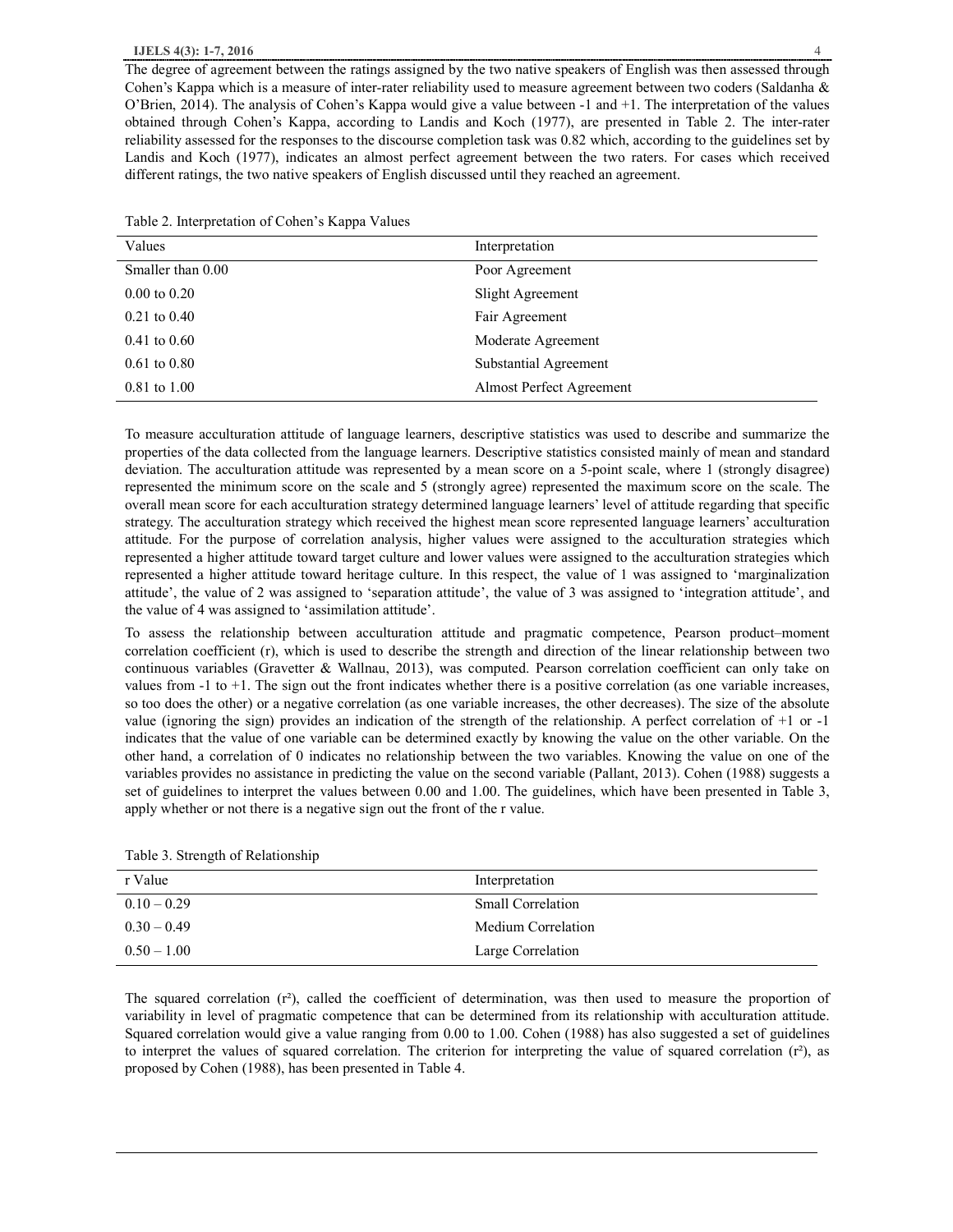The degree of agreement between the ratings assigned by the two native speakers of English was then assessed through Cohen's Kappa which is a measure of inter-rater reliability used to measure agreement between two coders (Saldanha & O'Brien, 2014). The analysis of Cohen's Kappa would give a value between -1 and +1. The interpretation of the values obtained through Cohen's Kappa, according to Landis and Koch (1977), are presented in Table 2. The inter-rater reliability assessed for the responses to the discourse completion task was 0.82 which, according to the guidelines set by Landis and Koch (1977), indicates an almost perfect agreement between the two raters. For cases which received different ratings, the two native speakers of English discussed until they reached an agreement.

Table 2. Interpretation of Cohen's Kappa Values

| Values | Interpretation |
|---|---|
| Smaller than 0.00 | Poor Agreement |
| 0.00 to 0.20 | Slight Agreement |
| 0.21 to 0.40 | Fair Agreement |
| 0.41 to 0.60 | Moderate Agreement |
| 0.61 to 0.80 | Substantial Agreement |
| 0.81 to 1.00 | Almost Perfect Agreement |

To measure acculturation attitude of language learners, descriptive statistics was used to describe and summarize the properties of the data collected from the language learners. Descriptive statistics consisted mainly of mean and standard deviation. The acculturation attitude was represented by a mean score on a 5-point scale, where 1 (strongly disagree) represented the minimum score on the scale and 5 (strongly agree) represented the maximum score on the scale. The overall mean score for each acculturation strategy determined language learners' level of attitude regarding that specific strategy. The acculturation strategy which received the highest mean score represented language learners' acculturation attitude. For the purpose of correlation analysis, higher values were assigned to the acculturation strategies which represented a higher attitude toward target culture and lower values were assigned to the acculturation strategies which represented a higher attitude toward heritage culture. In this respect, the value of 1 was assigned to 'marginalization attitude', the value of 2 was assigned to 'separation attitude', the value of 3 was assigned to 'integration attitude', and the value of 4 was assigned to 'assimilation attitude'.

To assess the relationship between acculturation attitude and pragmatic competence, Pearson product–moment correlation coefficient (r), which is used to describe the strength and direction of the linear relationship between two continuous variables (Gravetter & Wallnau, 2013), was computed. Pearson correlation coefficient can only take on values from -1 to +1. The sign out the front indicates whether there is a positive correlation (as one variable increases, so too does the other) or a negative correlation (as one variable increases, the other decreases). The size of the absolute value (ignoring the sign) provides an indication of the strength of the relationship. A perfect correlation of +1 or -1 indicates that the value of one variable can be determined exactly by knowing the value on the other variable. On the other hand, a correlation of 0 indicates no relationship between the two variables. Knowing the value on one of the variables provides no assistance in predicting the value on the second variable (Pallant, 2013). Cohen (1988) suggests a set of guidelines to interpret the values between 0.00 and 1.00. The guidelines, which have been presented in Table 3, apply whether or not there is a negative sign out the front of the r value.

Table 3. Strength of Relationship

| r Value | Interpretation |
|---|---|
| 0.10 – 0.29 | Small Correlation |
| 0.30 – 0.49 | Medium Correlation |
| 0.50 – 1.00 | Large Correlation |

The squared correlation ($r^2$), called the coefficient of determination, was then used to measure the proportion of variability in level of pragmatic competence that can be determined from its relationship with acculturation attitude. Squared correlation would give a value ranging from 0.00 to 1.00. Cohen (1988) has also suggested a set of guidelines to interpret the values of squared correlation. The criterion for interpreting the value of squared correlation ($r^2$), as proposed by Cohen (1988), has been presented in Table 4.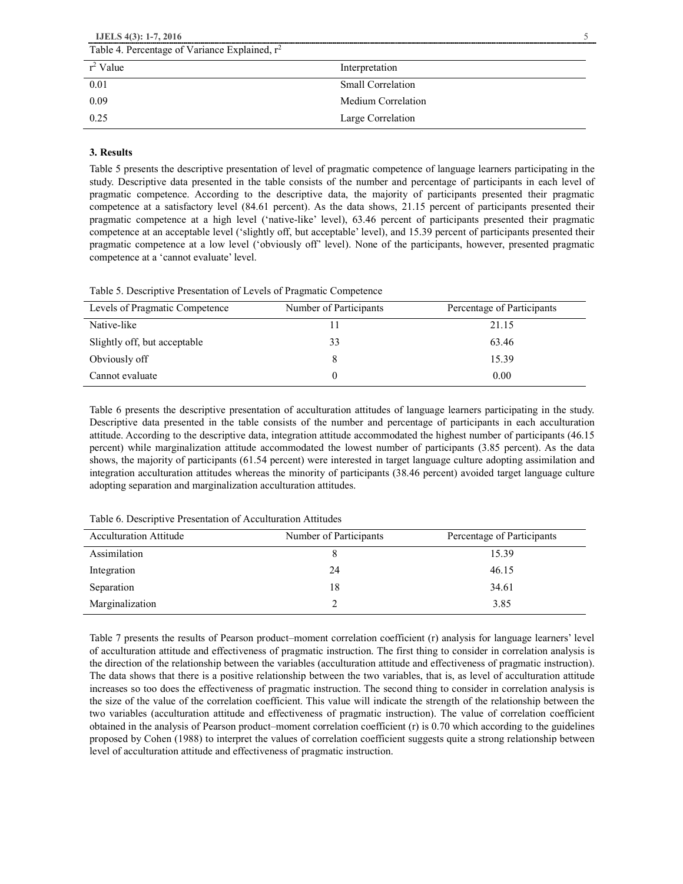Table 4. Percentage of Variance Explained, $r^2$

| $r^2$ Value | Interpretation |
|---|---|
| 0.01 | Small Correlation |
| 0.09 | Medium Correlation |
| 0.25 | Large Correlation |

### 3. Results

Table 5 presents the descriptive presentation of level of pragmatic competence of language learners participating in the study. Descriptive data presented in the table consists of the number and percentage of participants in each level of pragmatic competence. According to the descriptive data, the majority of participants presented their pragmatic competence at a satisfactory level (84.61 percent). As the data shows, 21.15 percent of participants presented their pragmatic competence at a high level ('native-like' level), 63.46 percent of participants presented their pragmatic competence at an acceptable level ('slightly off, but acceptable' level), and 15.39 percent of participants presented their pragmatic competence at a low level ('obviously off' level). None of the participants, however, presented pragmatic competence at a 'cannot evaluate' level.

Table 5. Descriptive Presentation of Levels of Pragmatic Competence

| Levels of Pragmatic Competence | Number of Participants | Percentage of Participants |
|---|---|---|
| Native-like | 11 | 21.15 |
| Slightly off, but acceptable | 33 | 63.46 |
| Obviously off | 8 | 15.39 |
| Cannot evaluate | 0 | 0.00 |

Table 6 presents the descriptive presentation of acculturation attitudes of language learners participating in the study. Descriptive data presented in the table consists of the number and percentage of participants in each acculturation attitude. According to the descriptive data, integration attitude accommodated the highest number of participants (46.15 percent) while marginalization attitude accommodated the lowest number of participants (3.85 percent). As the data shows, the majority of participants (61.54 percent) were interested in target language culture adopting assimilation and integration acculturation attitudes whereas the minority of participants (38.46 percent) avoided target language culture adopting separation and marginalization acculturation attitudes.

Table 6. Descriptive Presentation of Acculturation Attitudes

| Acculturation Attitude | Number of Participants | Percentage of Participants |
|---|---|---|
| Assimilation | 8 | 15.39 |
| Integration | 24 | 46.15 |
| Separation | 18 | 34.61 |
| Marginalization | 2 | 3.85 |

Table 7 presents the results of Pearson product–moment correlation coefficient (r) analysis for language learners' level of acculturation attitude and effectiveness of pragmatic instruction. The first thing to consider in correlation analysis is the direction of the relationship between the variables (acculturation attitude and effectiveness of pragmatic instruction). The data shows that there is a positive relationship between the two variables, that is, as level of acculturation attitude increases so too does the effectiveness of pragmatic instruction. The second thing to consider in correlation analysis is the size of the value of the correlation coefficient. This value will indicate the strength of the relationship between the two variables (acculturation attitude and effectiveness of pragmatic instruction). The value of correlation coefficient obtained in the analysis of Pearson product–moment correlation coefficient (r) is 0.70 which according to the guidelines proposed by Cohen (1988) to interpret the values of correlation coefficient suggests quite a strong relationship between level of acculturation attitude and effectiveness of pragmatic instruction.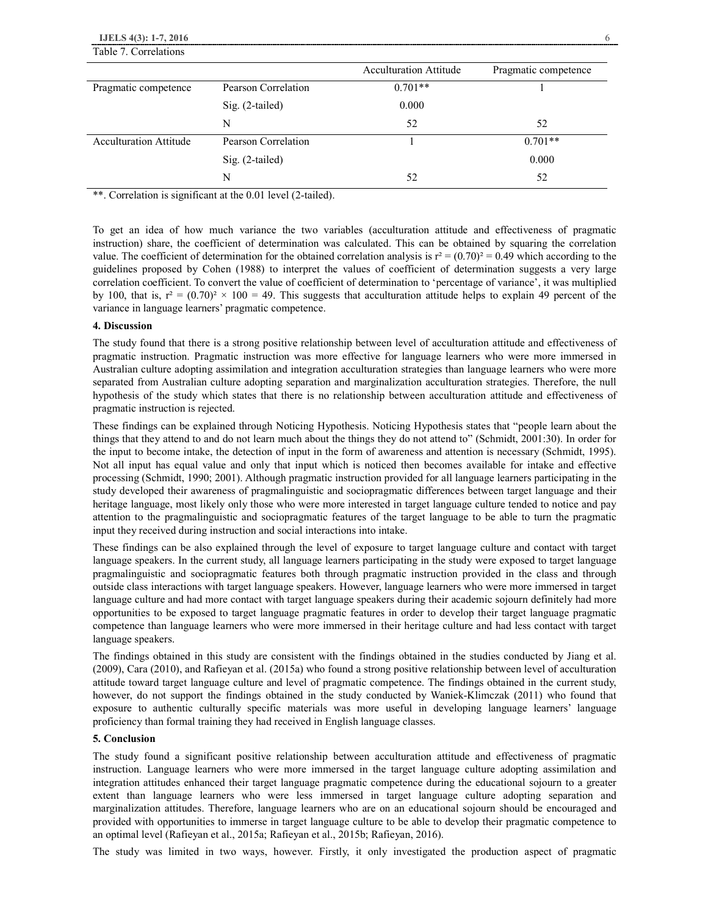Table 7. Correlations

| | | Acculturation Attitude | Pragmatic competence |
|---|---|---|---|
| Pragmatic competence | Pearson Correlation | 0.701** | 1 |
| | Sig. (2-tailed) | 0.000 | |
| | N | 52 | 52 |
| Acculturation Attitude | Pearson Correlation | 1 | 0.701** |
| | Sig. (2-tailed) | | 0.000 |
| | N | 52 | 52 |

**. Correlation is significant at the 0.01 level (2-tailed).

To get an idea of how much variance the two variables (acculturation attitude and effectiveness of pragmatic instruction) share, the coefficient of determination was calculated. This can be obtained by squaring the correlation value. The coefficient of determination for the obtained correlation analysis is $r^2 = (0.70)^2 = 0.49$ which according to the guidelines proposed by Cohen (1988) to interpret the values of coefficient of determination suggests a very large correlation coefficient. To convert the value of coefficient of determination to 'percentage of variance', it was multiplied by 100, that is, $r^2 = (0.70)^2 \times 100 = 49$. This suggests that acculturation attitude helps to explain 49 percent of the variance in language learners' pragmatic competence.

## 4. Discussion

The study found that there is a strong positive relationship between level of acculturation attitude and effectiveness of pragmatic instruction. Pragmatic instruction was more effective for language learners who were more immersed in Australian culture adopting assimilation and integration acculturation strategies than language learners who were more separated from Australian culture adopting separation and marginalization acculturation strategies. Therefore, the null hypothesis of the study which states that there is no relationship between acculturation attitude and effectiveness of pragmatic instruction is rejected.

These findings can be explained through Noticing Hypothesis. Noticing Hypothesis states that "people learn about the things that they attend to and do not learn much about the things they do not attend to" (Schmidt, 2001:30). In order for the input to become intake, the detection of input in the form of awareness and attention is necessary (Schmidt, 1995). Not all input has equal value and only that input which is noticed then becomes available for intake and effective processing (Schmidt, 1990; 2001). Although pragmatic instruction provided for all language learners participating in the study developed their awareness of pragmalinguistic and sociopragmatic differences between target language and their heritage language, most likely only those who were more interested in target language culture tended to notice and pay attention to the pragmalinguistic and sociopragmatic features of the target language to be able to turn the pragmatic input they received during instruction and social interactions into intake.

These findings can be also explained through the level of exposure to target language culture and contact with target language speakers. In the current study, all language learners participating in the study were exposed to target language pragmalinguistic and sociopragmatic features both through pragmatic instruction provided in the class and through outside class interactions with target language speakers. However, language learners who were more immersed in target language culture and had more contact with target language speakers during their academic sojourn definitely had more opportunities to be exposed to target language pragmatic features in order to develop their target language pragmatic competence than language learners who were more immersed in their heritage culture and had less contact with target language speakers.

The findings obtained in this study are consistent with the findings obtained in the studies conducted by Jiang et al. (2009), Cara (2010), and Rafieyan et al. (2015a) who found a strong positive relationship between level of acculturation attitude toward target language culture and level of pragmatic competence. The findings obtained in the current study, however, do not support the findings obtained in the study conducted by Waniek-Klimczak (2011) who found that exposure to authentic culturally specific materials was more useful in developing language learners' language proficiency than formal training they had received in English language classes.

## 5. Conclusion

The study found a significant positive relationship between acculturation attitude and effectiveness of pragmatic instruction. Language learners who were more immersed in the target language culture adopting assimilation and integration attitudes enhanced their target language pragmatic competence during the educational sojourn to a greater extent than language learners who were less immersed in target language culture adopting separation and marginalization attitudes. Therefore, language learners who are on an educational sojourn should be encouraged and provided with opportunities to immerse in target language culture to be able to develop their pragmatic competence to an optimal level (Rafieyan et al., 2015a; Rafieyan et al., 2015b; Rafieyan, 2016).

The study was limited in two ways, however. Firstly, it only investigated the production aspect of pragmatic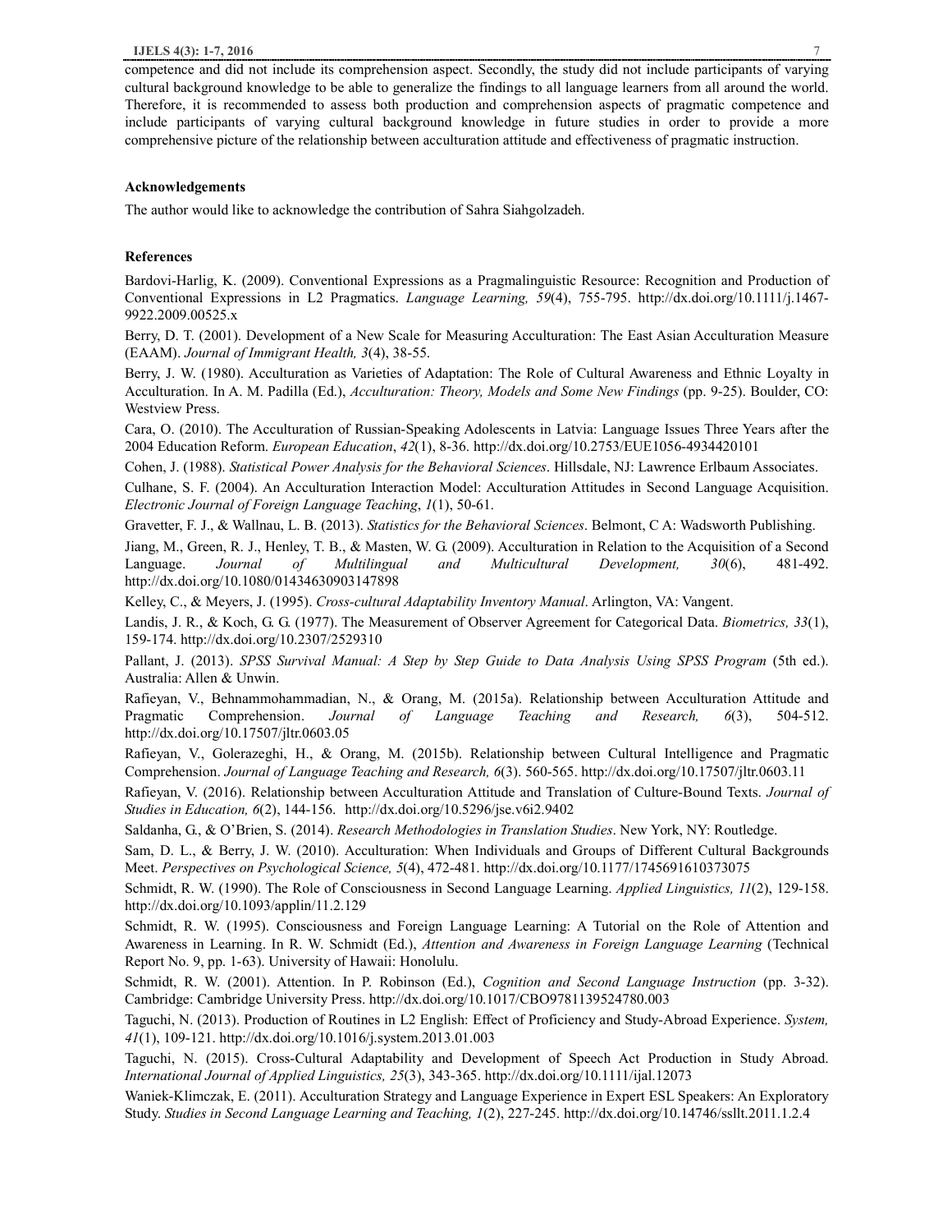competence and did not include its comprehension aspect. Secondly, the study did not include participants of varying cultural background knowledge to be able to generalize the findings to all language learners from all around the world. Therefore, it is recommended to assess both production and comprehension aspects of pragmatic competence and include participants of varying cultural background knowledge in future studies in order to provide a more comprehensive picture of the relationship between acculturation attitude and effectiveness of pragmatic instruction.

**Acknowledgements**

The author would like to acknowledge the contribution of Sahra Siahgolzadeh.

**References**

Bardovi-Harlig, K. (2009). Conventional Expressions as a Pragmalinguistic Resource: Recognition and Production of Conventional Expressions in L2 Pragmatics. *Language Learning, 59*(4), 755-795. http://dx.doi.org/10.1111/j.1467-9922.2009.00525.x

Berry, D. T. (2001). Development of a New Scale for Measuring Acculturation: The East Asian Acculturation Measure (EAAM). *Journal of Immigrant Health, 3*(4), 38-55.

Berry, J. W. (1980). Acculturation as Varieties of Adaptation: The Role of Cultural Awareness and Ethnic Loyalty in Acculturation. In A. M. Padilla (Ed.), *Acculturation: Theory, Models and Some New Findings* (pp. 9-25). Boulder, CO: Westview Press.

Cara, O. (2010). The Acculturation of Russian-Speaking Adolescents in Latvia: Language Issues Three Years after the 2004 Education Reform. *European Education*, *42*(1), 8-36. http://dx.doi.org/10.2753/EUE1056-4934420101

Cohen, J. (1988). *Statistical Power Analysis for the Behavioral Sciences*. Hillsdale, NJ: Lawrence Erlbaum Associates.

Culhane, S. F. (2004). An Acculturation Interaction Model: Acculturation Attitudes in Second Language Acquisition. *Electronic Journal of Foreign Language Teaching*, *1*(1), 50-61.

Gravetter, F. J., & Wallnau, L. B. (2013). *Statistics for the Behavioral Sciences*. Belmont, C A: Wadsworth Publishing.

Jiang, M., Green, R. J., Henley, T. B., & Masten, W. G. (2009). Acculturation in Relation to the Acquisition of a Second Language. *Journal of Multilingual and Multicultural Development, 30*(6), 481-492. http://dx.doi.org/10.1080/01434630903147898

Kelley, C., & Meyers, J. (1995). *Cross-cultural Adaptability Inventory Manual*. Arlington, VA: Vangent.

Landis, J. R., & Koch, G. G. (1977). The Measurement of Observer Agreement for Categorical Data. *Biometrics, 33*(1), 159-174. http://dx.doi.org/10.2307/2529310

Pallant, J. (2013). *SPSS Survival Manual: A Step by Step Guide to Data Analysis Using SPSS Program* (5th ed.). Australia: Allen & Unwin.

Rafieyan, V., Behnammohammadian, N., & Orang, M. (2015a). Relationship between Acculturation Attitude and Pragmatic Comprehension. *Journal of Language Teaching and Research, 6*(3), 504-512. http://dx.doi.org/10.17507/jltr.0603.05

Rafieyan, V., Golerazeghi, H., & Orang, M. (2015b). Relationship between Cultural Intelligence and Pragmatic Comprehension. *Journal of Language Teaching and Research, 6*(3). 560-565. http://dx.doi.org/10.17507/jltr.0603.11

Rafieyan, V. (2016). Relationship between Acculturation Attitude and Translation of Culture-Bound Texts. *Journal of Studies in Education, 6*(2), 144-156. http://dx.doi.org/10.5296/jse.v6i2.9402

Saldanha, G., & O'Brien, S. (2014). *Research Methodologies in Translation Studies*. New York, NY: Routledge.

Sam, D. L., & Berry, J. W. (2010). Acculturation: When Individuals and Groups of Different Cultural Backgrounds Meet. *Perspectives on Psychological Science, 5*(4), 472-481. http://dx.doi.org/10.1177/1745691610373075

Schmidt, R. W. (1990). The Role of Consciousness in Second Language Learning. *Applied Linguistics, 11*(2), 129-158. http://dx.doi.org/10.1093/applin/11.2.129

Schmidt, R. W. (1995). Consciousness and Foreign Language Learning: A Tutorial on the Role of Attention and Awareness in Learning. In R. W. Schmidt (Ed.), *Attention and Awareness in Foreign Language Learning* (Technical Report No. 9, pp. 1-63). University of Hawaii: Honolulu.

Schmidt, R. W. (2001). Attention. In P. Robinson (Ed.), *Cognition and Second Language Instruction* (pp. 3-32). Cambridge: Cambridge University Press. http://dx.doi.org/10.1017/CBO9781139524780.003

Taguchi, N. (2013). Production of Routines in L2 English: Effect of Proficiency and Study-Abroad Experience. *System, 41*(1), 109-121. http://dx.doi.org/10.1016/j.system.2013.01.003

Taguchi, N. (2015). Cross-Cultural Adaptability and Development of Speech Act Production in Study Abroad. *International Journal of Applied Linguistics, 25*(3), 343-365. http://dx.doi.org/10.1111/ijal.12073

Waniek-Klimczak, E. (2011). Acculturation Strategy and Language Experience in Expert ESL Speakers: An Exploratory Study. *Studies in Second Language Learning and Teaching, 1*(2), 227-245. http://dx.doi.org/10.14746/ssllt.2011.1.2.4